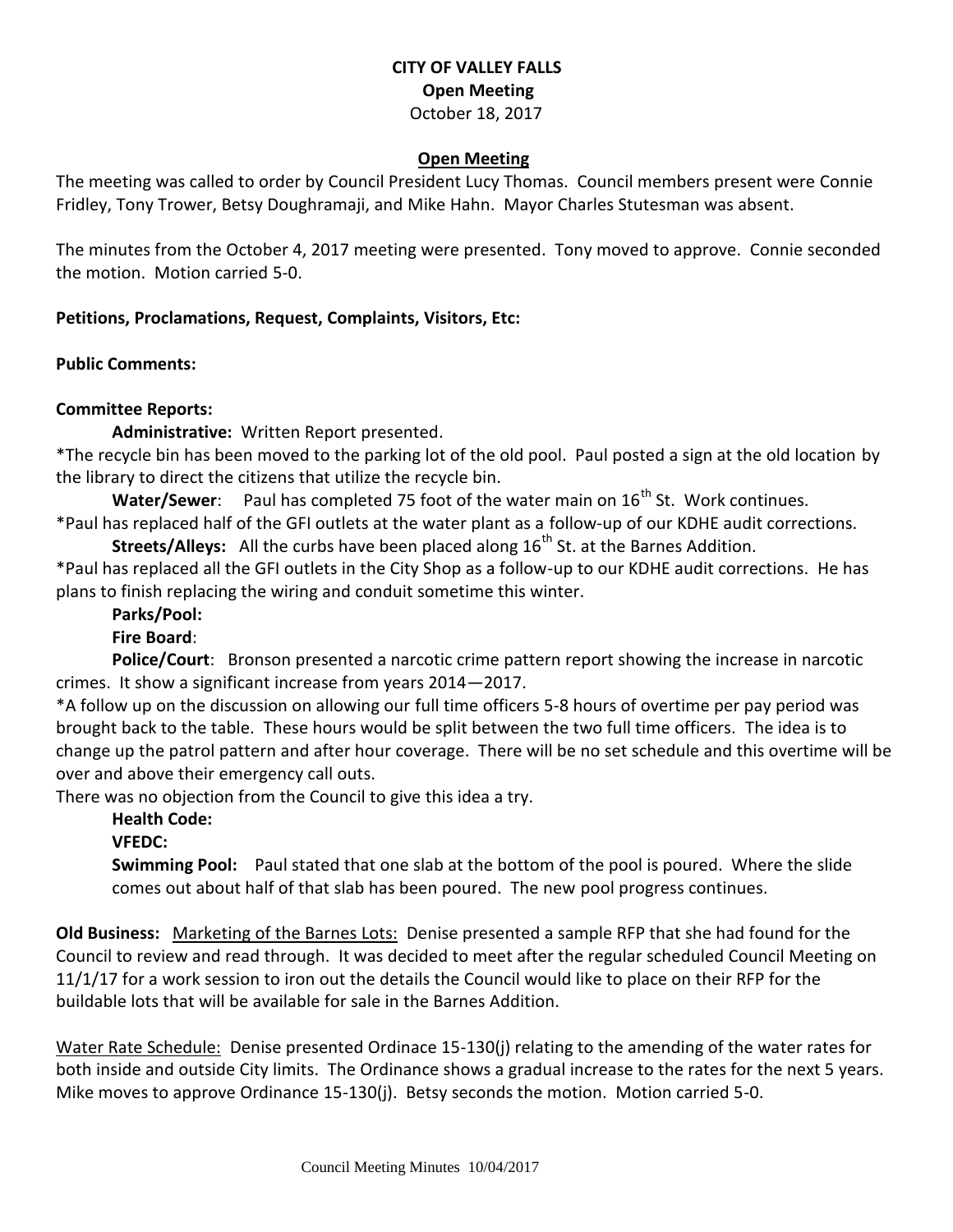# CITY OF VALLEY FALLS

## Open Meeting

October 18, 2017

### Open Meeting

The meeting was called to order by Council President Lucy Thomas. Council members present were Connie Fridley, Tony Trower, Betsy Doughramaji, and Mike Hahn. Mayor Charles Stutesman was absent.

The minutes from the October 4, 2017 meeting were presented. Tony moved to approve. Connie seconded the motion. Motion carried 5-0.

**Petitions, Proclamations, Request, Complaints, Visitors, Etc:**

**Public Comments:**

**Committee Reports:**

**Administrative:** Written Report presented.

*The recycle bin has been moved to the parking lot of the old pool. Paul posted a sign at the old location by the library to direct the citizens that utilize the recycle bin.

**Water/Sewer**: Paul has completed 75 foot of the water main on 16th St. Work continues.

*Paul has replaced half of the GFI outlets at the water plant as a follow-up of our KDHE audit corrections.

**Streets/Alleys:** All the curbs have been placed along 16th St. at the Barnes Addition.

*Paul has replaced all the GFI outlets in the City Shop as a follow-up to our KDHE audit corrections. He has plans to finish replacing the wiring and conduit sometime this winter.

**Parks/Pool:**

**Fire Board**:

**Police/Court**: Bronson presented a narcotic crime pattern report showing the increase in narcotic crimes. It show a significant increase from years 2014—2017.

*A follow up on the discussion on allowing our full time officers 5-8 hours of overtime per pay period was brought back to the table. These hours would be split between the two full time officers. The idea is to change up the patrol pattern and after hour coverage. There will be no set schedule and this overtime will be over and above their emergency call outs.

There was no objection from the Council to give this idea a try.

**Health Code:**

**VFEDC:**

**Swimming Pool:** Paul stated that one slab at the bottom of the pool is poured. Where the slide comes out about half of that slab has been poured. The new pool progress continues.

**Old Business:** Marketing of the Barnes Lots: Denise presented a sample RFP that she had found for the Council to review and read through. It was decided to meet after the regular scheduled Council Meeting on 11/1/17 for a work session to iron out the details the Council would like to place on their RFP for the buildable lots that will be available for sale in the Barnes Addition.

Water Rate Schedule: Denise presented Ordinace 15-130(j) relating to the amending of the water rates for both inside and outside City limits. The Ordinance shows a gradual increase to the rates for the next 5 years. Mike moves to approve Ordinance 15-130(j). Betsy seconds the motion. Motion carried 5-0.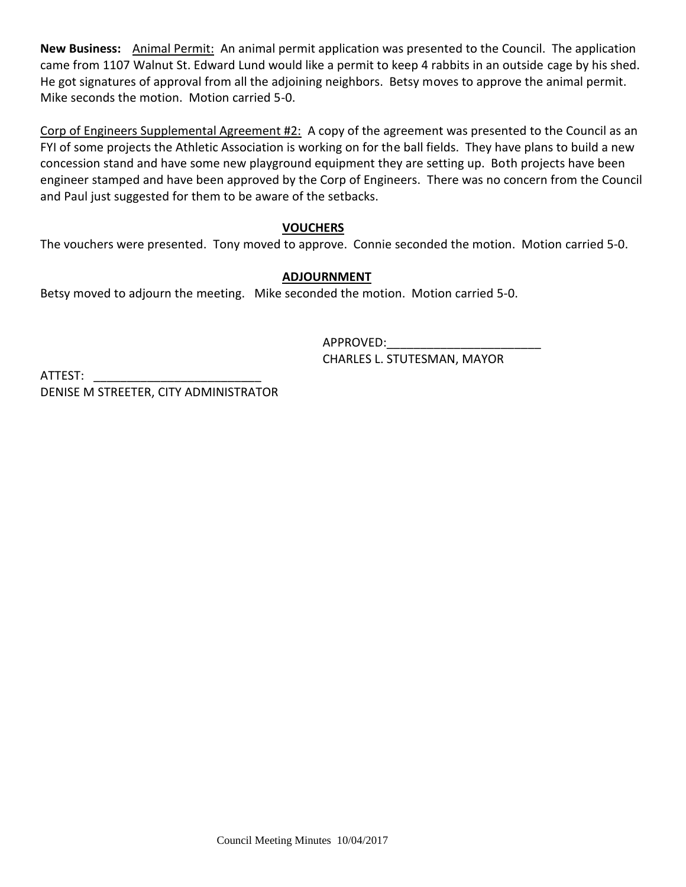**New Business:** <u>Animal Permit:</u> An animal permit application was presented to the Council. The application came from 1107 Walnut St. Edward Lund would like a permit to keep 4 rabbits in an outside cage by his shed. He got signatures of approval from all the adjoining neighbors. Betsy moves to approve the animal permit. Mike seconds the motion. Motion carried 5-0.

<u>Corp of Engineers Supplemental Agreement #2:</u> A copy of the agreement was presented to the Council as an FYI of some projects the Athletic Association is working on for the ball fields. They have plans to build a new concession stand and have some new playground equipment they are setting up. Both projects have been engineer stamped and have been approved by the Corp of Engineers. There was no concern from the Council and Paul just suggested for them to be aware of the setbacks.

## VOUCHERS

The vouchers were presented. Tony moved to approve. Connie seconded the motion. Motion carried 5-0.

## ADJOURNMENT

Betsy moved to adjourn the meeting. Mike seconded the motion. Motion carried 5-0.

APPROVED:_______________________
CHARLES L. STUTESMAN, MAYOR

ATTEST: _________________________
DENISE M STREETER, CITY ADMINISTRATOR